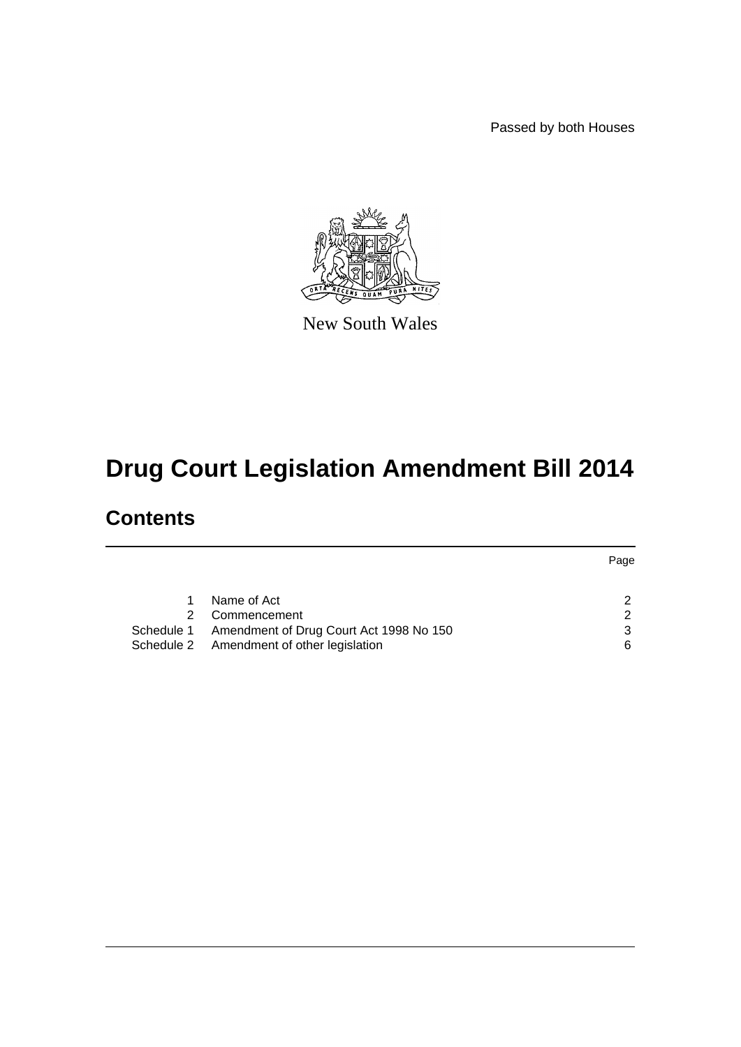Passed by both Houses

New South Wales

# Drug Court Legislation Amendment Bill 2014

## Contents

| | | Page |
|---|---|---|
| 1 | Name of Act | 2 |
| 2 | Commencement | 2 |
| Schedule 1 | Amendment of Drug Court Act 1998 No 150 | 3 |
| Schedule 2 | Amendment of other legislation | 6 |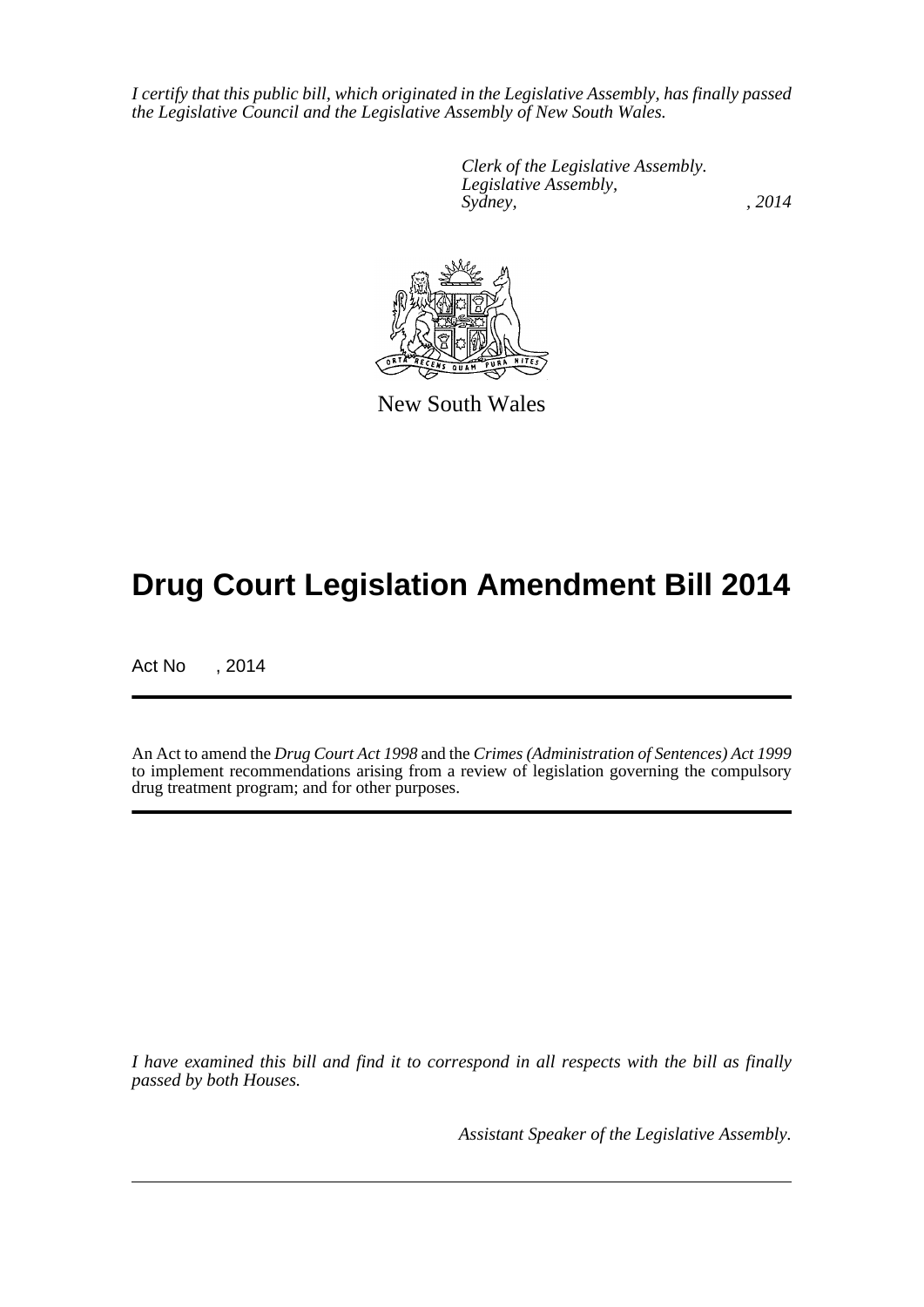*I certify that this public bill, which originated in the Legislative Assembly, has finally passed the Legislative Council and the Legislative Assembly of New South Wales.*

*Clerk of the Legislative Assembly.*
*Legislative Assembly,*
*Sydney, , 2014*

New South Wales

# Drug Court Legislation Amendment Bill 2014

Act No , 2014

An Act to amend the *Drug Court Act 1998* and the *Crimes (Administration of Sentences) Act 1999* to implement recommendations arising from a review of legislation governing the compulsory drug treatment program; and for other purposes.

*I have examined this bill and find it to correspond in all respects with the bill as finally passed by both Houses.*

*Assistant Speaker of the Legislative Assembly.*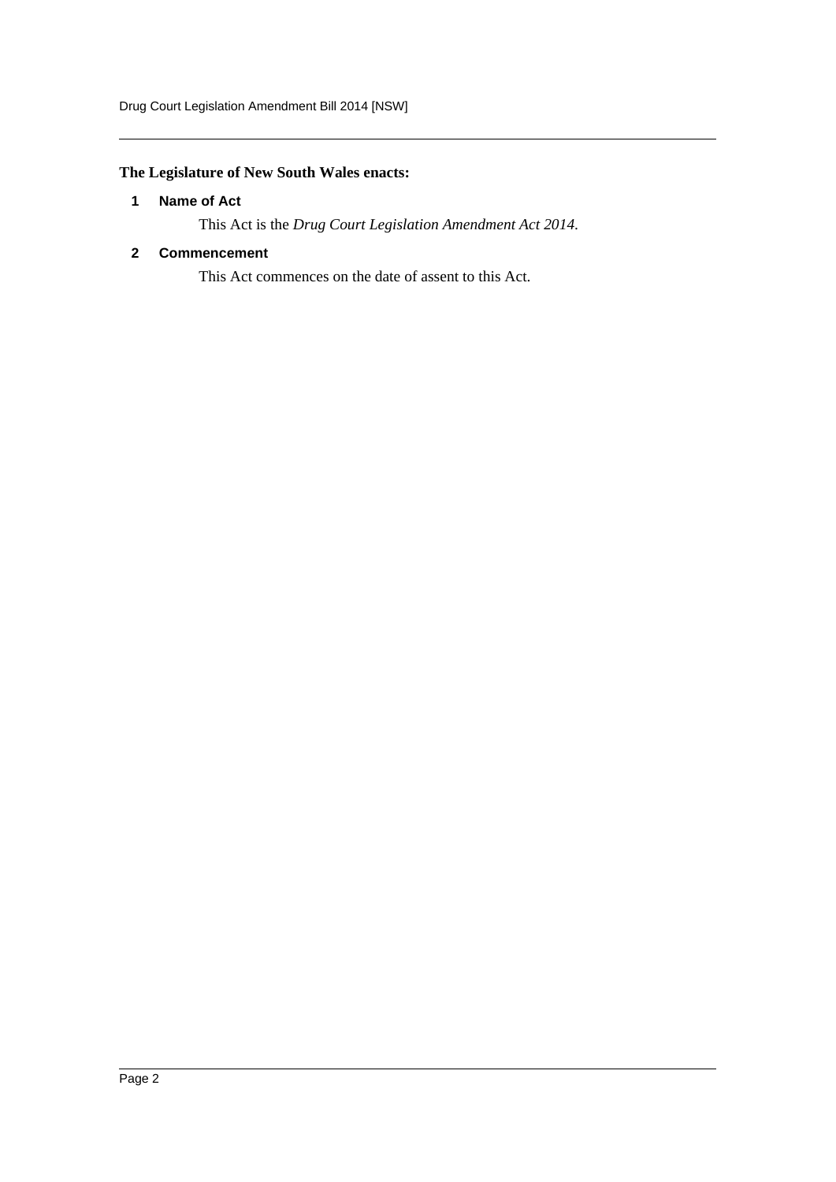**The Legislature of New South Wales enacts:**

## 1 Name of Act

This Act is the *Drug Court Legislation Amendment Act 2014*.

## 2 Commencement

This Act commences on the date of assent to this Act.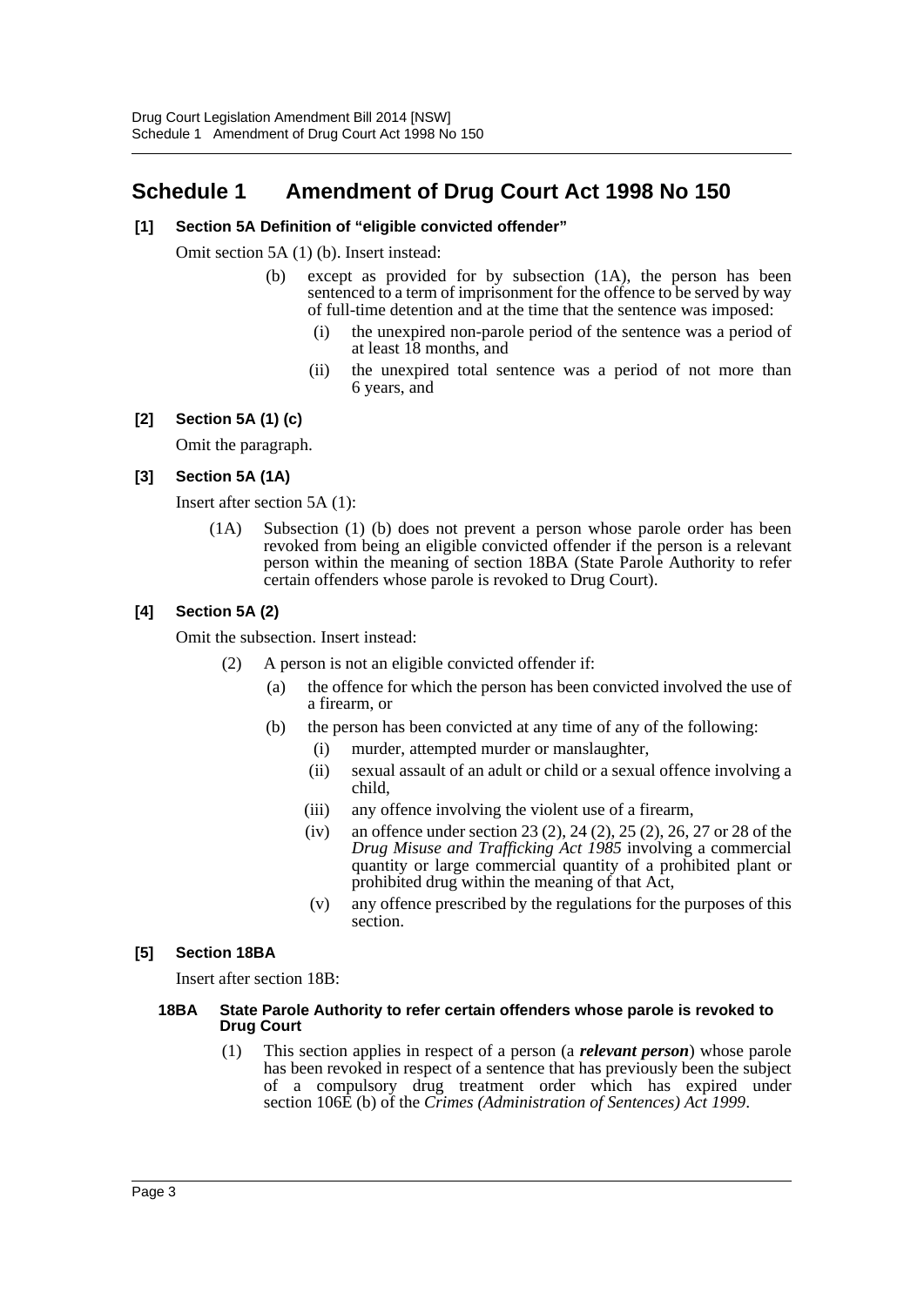# Schedule 1 Amendment of Drug Court Act 1998 No 150

**[1] Section 5A Definition of "eligible convicted offender"**

Omit section 5A (1) (b). Insert instead:

> (b) except as provided for by subsection (1A), the person has been sentenced to a term of imprisonment for the offence to be served by way of full-time detention and at the time that the sentence was imposed:
>
> (i) the unexpired non-parole period of the sentence was a period of at least 18 months, and
>
> (ii) the unexpired total sentence was a period of not more than 6 years, and

**[2] Section 5A (1) (c)**

Omit the paragraph.

**[3] Section 5A (1A)**

Insert after section 5A (1):

> (1A) Subsection (1) (b) does not prevent a person whose parole order has been revoked from being an eligible convicted offender if the person is a relevant person within the meaning of section 18BA (State Parole Authority to refer certain offenders whose parole is revoked to Drug Court).

**[4] Section 5A (2)**

Omit the subsection. Insert instead:

> (2) A person is not an eligible convicted offender if:
>
> (a) the offence for which the person has been convicted involved the use of a firearm, or
>
> (b) the person has been convicted at any time of any of the following:
>
> (i) murder, attempted murder or manslaughter,
>
> (ii) sexual assault of an adult or child or a sexual offence involving a child,
>
> (iii) any offence involving the violent use of a firearm,
>
> (iv) an offence under section 23 (2), 24 (2), 25 (2), 26, 27 or 28 of the *Drug Misuse and Trafficking Act 1985* involving a commercial quantity or large commercial quantity of a prohibited plant or prohibited drug within the meaning of that Act,
>
> (v) any offence prescribed by the regulations for the purposes of this section.

**[5] Section 18BA**

Insert after section 18B:

> **18BA State Parole Authority to refer certain offenders whose parole is revoked to Drug Court**
>
> (1) This section applies in respect of a person (a ***relevant person***) whose parole has been revoked in respect of a sentence that has previously been the subject of a compulsory drug treatment order which has expired under section 106E (b) of the *Crimes (Administration of Sentences) Act 1999*.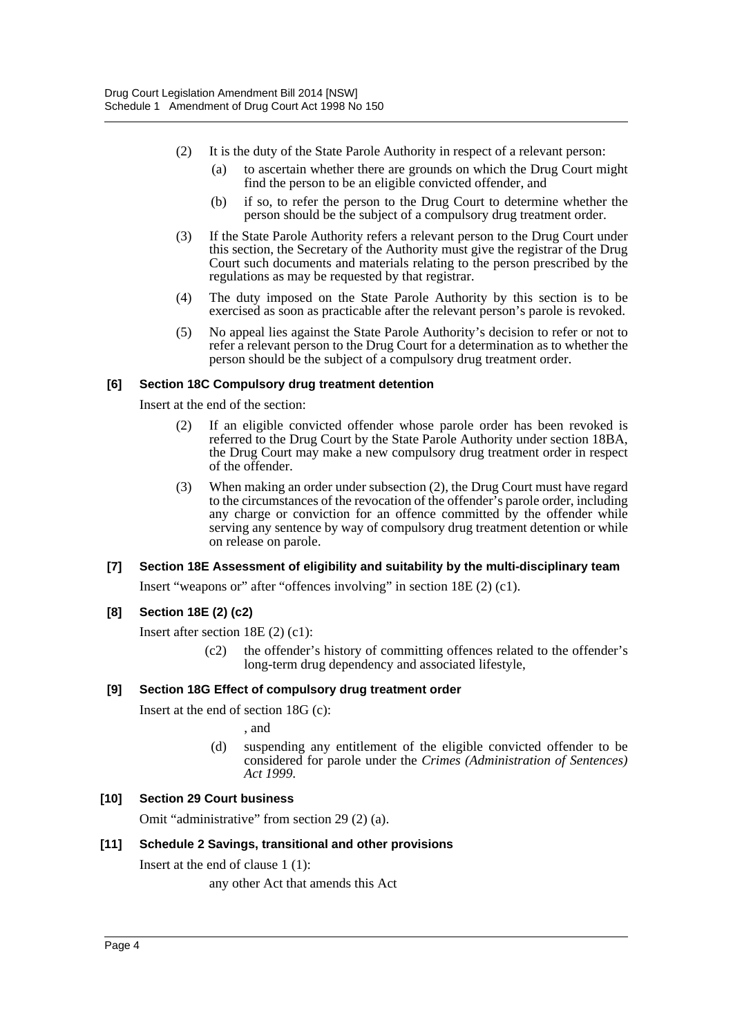(2) It is the duty of the State Parole Authority in respect of a relevant person:

(a) to ascertain whether there are grounds on which the Drug Court might find the person to be an eligible convicted offender, and

(b) if so, to refer the person to the Drug Court to determine whether the person should be the subject of a compulsory drug treatment order.

(3) If the State Parole Authority refers a relevant person to the Drug Court under this section, the Secretary of the Authority must give the registrar of the Drug Court such documents and materials relating to the person prescribed by the regulations as may be requested by that registrar.

(4) The duty imposed on the State Parole Authority by this section is to be exercised as soon as practicable after the relevant person's parole is revoked.

(5) No appeal lies against the State Parole Authority's decision to refer or not to refer a relevant person to the Drug Court for a determination as to whether the person should be the subject of a compulsory drug treatment order.

### [6] Section 18C Compulsory drug treatment detention

Insert at the end of the section:

(2) If an eligible convicted offender whose parole order has been revoked is referred to the Drug Court by the State Parole Authority under section 18BA, the Drug Court may make a new compulsory drug treatment order in respect of the offender.

(3) When making an order under subsection (2), the Drug Court must have regard to the circumstances of the revocation of the offender's parole order, including any charge or conviction for an offence committed by the offender while serving any sentence by way of compulsory drug treatment detention or while on release on parole.

### [7] Section 18E Assessment of eligibility and suitability by the multi-disciplinary team

Insert "weapons or" after "offences involving" in section 18E (2) (c1).

### [8] Section 18E (2) (c2)

Insert after section 18E (2) (c1):

(c2) the offender's history of committing offences related to the offender's long-term drug dependency and associated lifestyle,

### [9] Section 18G Effect of compulsory drug treatment order

Insert at the end of section 18G (c):

, and

(d) suspending any entitlement of the eligible convicted offender to be considered for parole under the *Crimes (Administration of Sentences) Act 1999*.

### [10] Section 29 Court business

Omit "administrative" from section 29 (2) (a).

### [11] Schedule 2 Savings, transitional and other provisions

Insert at the end of clause 1 (1):

any other Act that amends this Act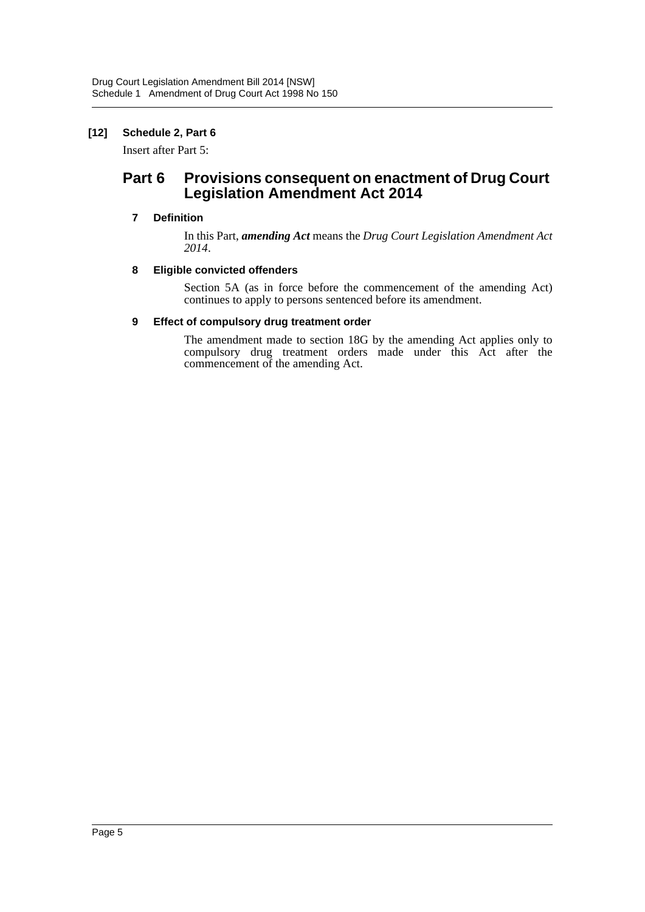**[12] Schedule 2, Part 6**

Insert after Part 5:

## Part 6 Provisions consequent on enactment of Drug Court Legislation Amendment Act 2014

#### 7 Definition

In this Part, ***amending Act*** means the *Drug Court Legislation Amendment Act 2014*.

#### 8 Eligible convicted offenders

Section 5A (as in force before the commencement of the amending Act) continues to apply to persons sentenced before its amendment.

#### 9 Effect of compulsory drug treatment order

The amendment made to section 18G by the amending Act applies only to compulsory drug treatment orders made under this Act after the commencement of the amending Act.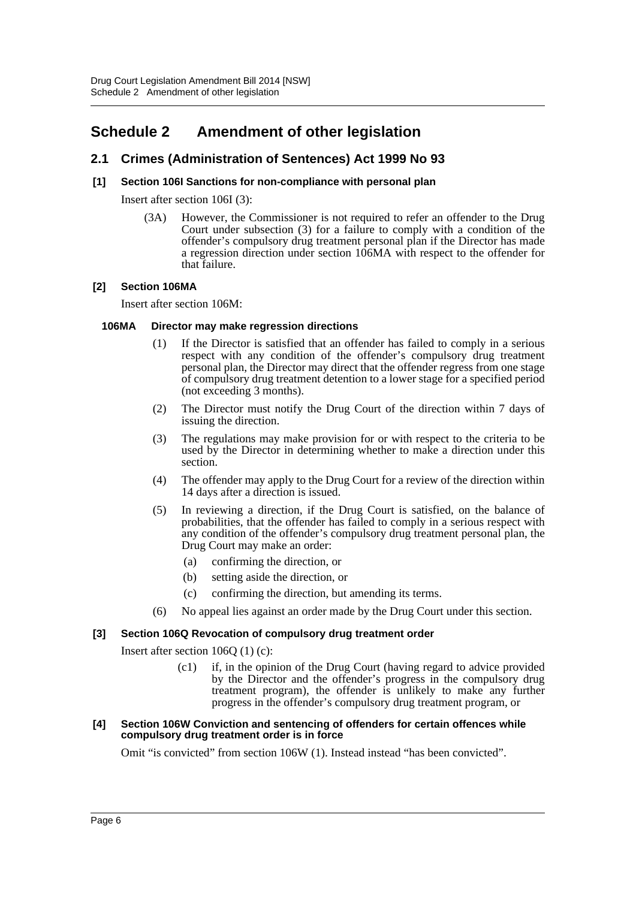# Schedule 2 Amendment of other legislation

## 2.1 Crimes (Administration of Sentences) Act 1999 No 93

### [1] Section 106I Sanctions for non-compliance with personal plan

Insert after section 106I (3):

> (3A) However, the Commissioner is not required to refer an offender to the Drug Court under subsection (3) for a failure to comply with a condition of the offender's compulsory drug treatment personal plan if the Director has made a regression direction under section 106MA with respect to the offender for that failure.

### [2] Section 106MA

Insert after section 106M:

#### 106MA Director may make regression directions

(1) If the Director is satisfied that an offender has failed to comply in a serious respect with any condition of the offender's compulsory drug treatment personal plan, the Director may direct that the offender regress from one stage of compulsory drug treatment detention to a lower stage for a specified period (not exceeding 3 months).

(2) The Director must notify the Drug Court of the direction within 7 days of issuing the direction.

(3) The regulations may make provision for or with respect to the criteria to be used by the Director in determining whether to make a direction under this section.

(4) The offender may apply to the Drug Court for a review of the direction within 14 days after a direction is issued.

(5) In reviewing a direction, if the Drug Court is satisfied, on the balance of probabilities, that the offender has failed to comply in a serious respect with any condition of the offender's compulsory drug treatment personal plan, the Drug Court may make an order:

- (a) confirming the direction, or
- (b) setting aside the direction, or
- (c) confirming the direction, but amending its terms.

(6) No appeal lies against an order made by the Drug Court under this section.

### [3] Section 106Q Revocation of compulsory drug treatment order

Insert after section 106Q (1) (c):

> (c1) if, in the opinion of the Drug Court (having regard to advice provided by the Director and the offender's progress in the compulsory drug treatment program), the offender is unlikely to make any further progress in the offender's compulsory drug treatment program, or

### [4] Section 106W Conviction and sentencing of offenders for certain offences while compulsory drug treatment order is in force

Omit "is convicted" from section 106W (1). Instead instead "has been convicted".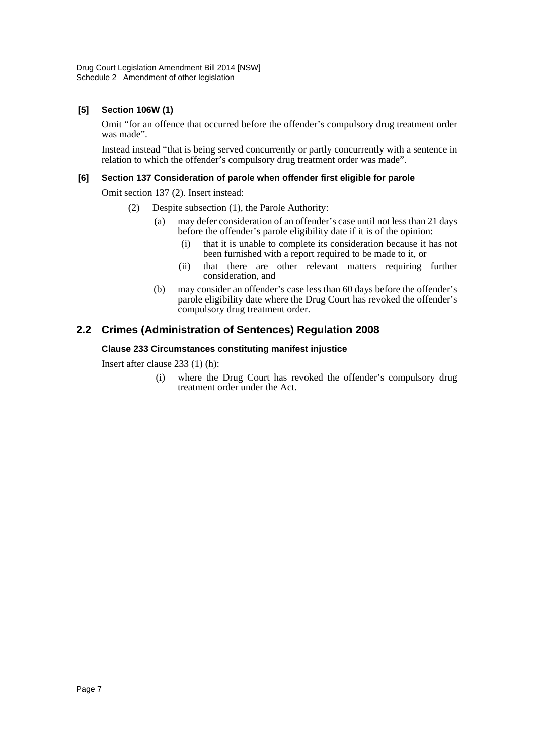**[5] Section 106W (1)**

Omit "for an offence that occurred before the offender's compulsory drug treatment order was made".

Instead instead "that is being served concurrently or partly concurrently with a sentence in relation to which the offender's compulsory drug treatment order was made".

**[6] Section 137 Consideration of parole when offender first eligible for parole**

Omit section 137 (2). Insert instead:

(2) Despite subsection (1), the Parole Authority:

(a) may defer consideration of an offender's case until not less than 21 days before the offender's parole eligibility date if it is of the opinion:

(i) that it is unable to complete its consideration because it has not been furnished with a report required to be made to it, or

(ii) that there are other relevant matters requiring further consideration, and

(b) may consider an offender's case less than 60 days before the offender's parole eligibility date where the Drug Court has revoked the offender's compulsory drug treatment order.

## 2.2 Crimes (Administration of Sentences) Regulation 2008

**Clause 233 Circumstances constituting manifest injustice**

Insert after clause 233 (1) (h):

(i) where the Drug Court has revoked the offender's compulsory drug treatment order under the Act.